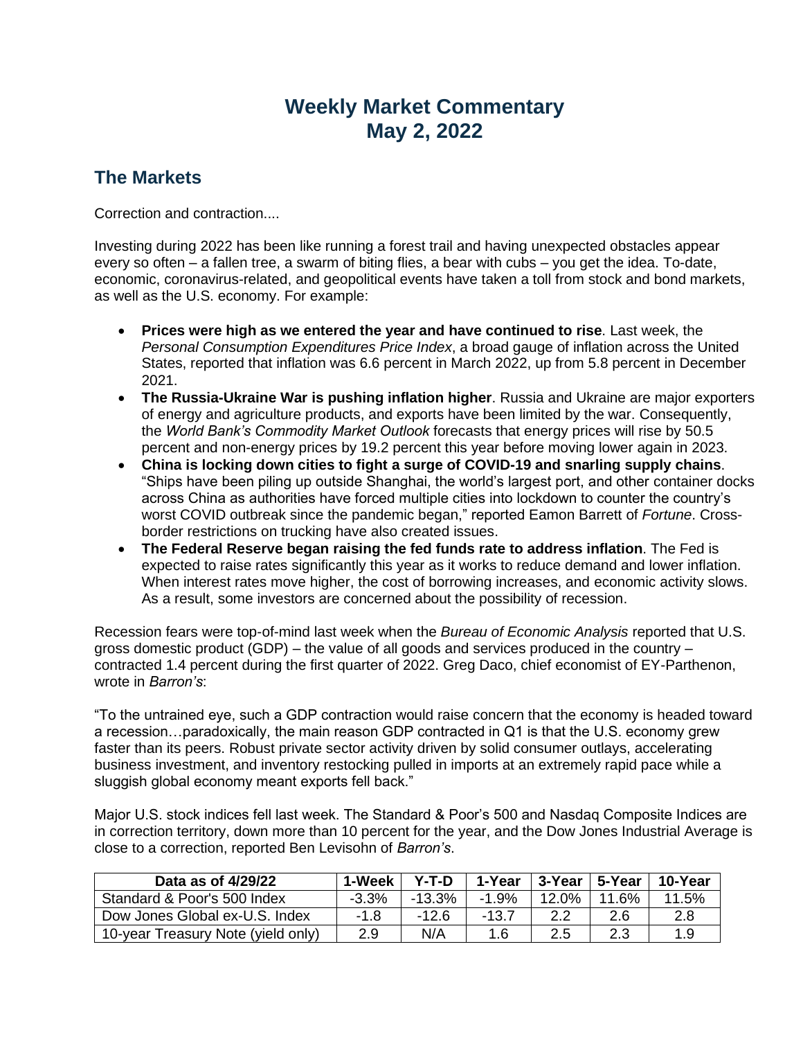# Weekly Market Commentary
# May 2, 2022

## The Markets

Correction and contraction....

Investing during 2022 has been like running a forest trail and having unexpected obstacles appear every so often – a fallen tree, a swarm of biting flies, a bear with cubs – you get the idea. To-date, economic, coronavirus-related, and geopolitical events have taken a toll from stock and bond markets, as well as the U.S. economy. For example:

- **Prices were high as we entered the year and have continued to rise**. Last week, the *Personal Consumption Expenditures Price Index*, a broad gauge of inflation across the United States, reported that inflation was 6.6 percent in March 2022, up from 5.8 percent in December 2021.
- **The Russia-Ukraine War is pushing inflation higher**. Russia and Ukraine are major exporters of energy and agriculture products, and exports have been limited by the war. Consequently, the *World Bank's Commodity Market Outlook* forecasts that energy prices will rise by 50.5 percent and non-energy prices by 19.2 percent this year before moving lower again in 2023.
- **China is locking down cities to fight a surge of COVID-19 and snarling supply chains**. "Ships have been piling up outside Shanghai, the world's largest port, and other container docks across China as authorities have forced multiple cities into lockdown to counter the country's worst COVID outbreak since the pandemic began," reported Eamon Barrett of *Fortune*. Cross-border restrictions on trucking have also created issues.
- **The Federal Reserve began raising the fed funds rate to address inflation**. The Fed is expected to raise rates significantly this year as it works to reduce demand and lower inflation. When interest rates move higher, the cost of borrowing increases, and economic activity slows. As a result, some investors are concerned about the possibility of recession.

Recession fears were top-of-mind last week when the *Bureau of Economic Analysis* reported that U.S. gross domestic product (GDP) – the value of all goods and services produced in the country – contracted 1.4 percent during the first quarter of 2022. Greg Daco, chief economist of EY-Parthenon, wrote in *Barron's*:

"To the untrained eye, such a GDP contraction would raise concern that the economy is headed toward a recession…paradoxically, the main reason GDP contracted in Q1 is that the U.S. economy grew faster than its peers. Robust private sector activity driven by solid consumer outlays, accelerating business investment, and inventory restocking pulled in imports at an extremely rapid pace while a sluggish global economy meant exports fell back."

Major U.S. stock indices fell last week. The Standard & Poor's 500 and Nasdaq Composite Indices are in correction territory, down more than 10 percent for the year, and the Dow Jones Industrial Average is close to a correction, reported Ben Levisohn of *Barron's*.

| Data as of 4/29/22 | 1-Week | Y-T-D | 1-Year | 3-Year | 5-Year | 10-Year |
|---|---|---|---|---|---|---|
| Standard & Poor's 500 Index | -3.3% | -13.3% | -1.9% | 12.0% | 11.6% | 11.5% |
| Dow Jones Global ex-U.S. Index | -1.8 | -12.6 | -13.7 | 2.2 | 2.6 | 2.8 |
| 10-year Treasury Note (yield only) | 2.9 | N/A | 1.6 | 2.5 | 2.3 | 1.9 |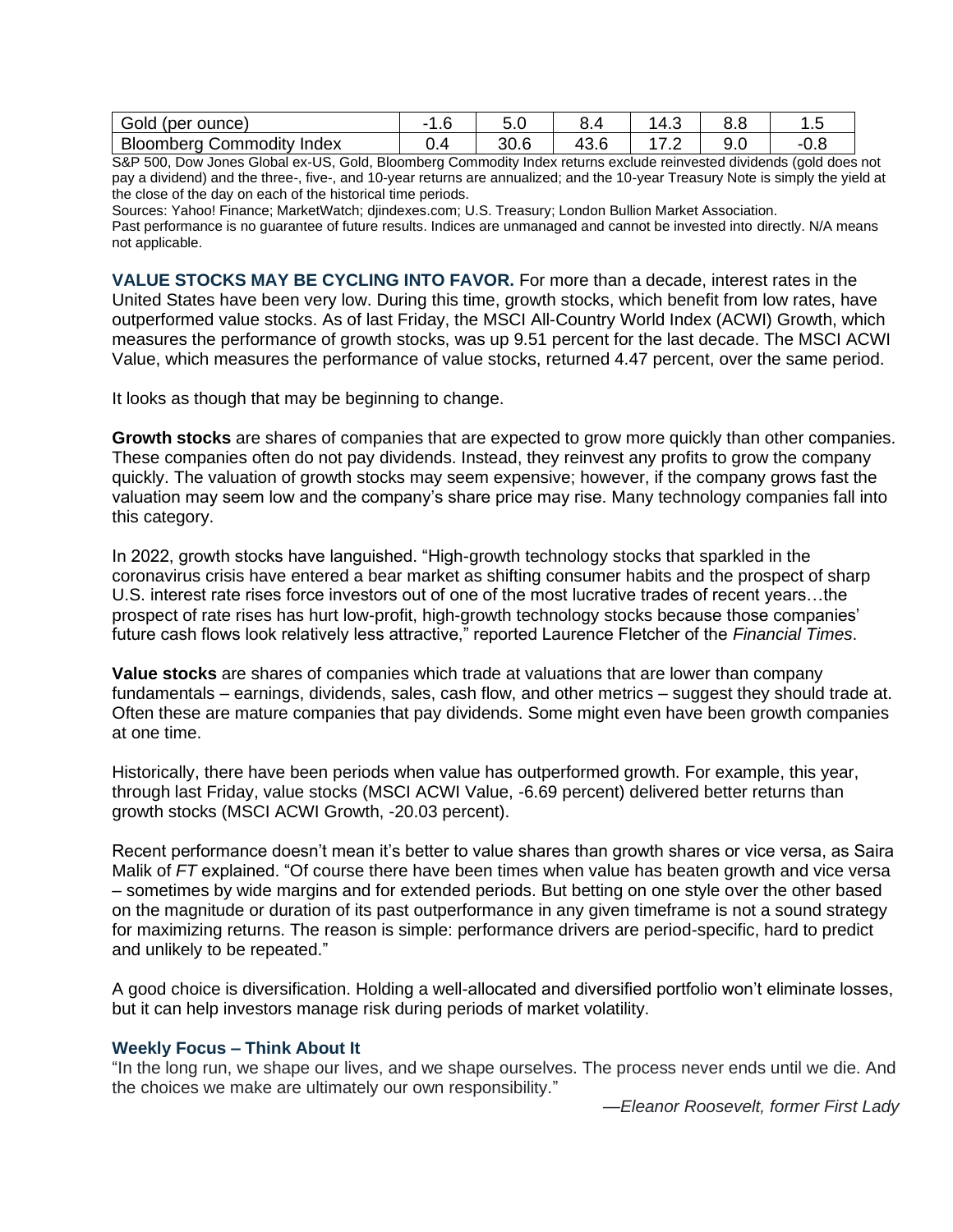| | | | | | | |
|---|---|---|---|---|---|---|
| Gold (per ounce) | -1.6 | 5.0 | 8.4 | 14.3 | 8.8 | 1.5 |
| Bloomberg Commodity Index | 0.4 | 30.6 | 43.6 | 17.2 | 9.0 | -0.8 |

S&P 500, Dow Jones Global ex-US, Gold, Bloomberg Commodity Index returns exclude reinvested dividends (gold does not pay a dividend) and the three-, five-, and 10-year returns are annualized; and the 10-year Treasury Note is simply the yield at the close of the day on each of the historical time periods.

Sources: Yahoo! Finance; MarketWatch; djindexes.com; U.S. Treasury; London Bullion Market Association.

Past performance is no guarantee of future results. Indices are unmanaged and cannot be invested into directly. N/A means not applicable.

**VALUE STOCKS MAY BE CYCLING INTO FAVOR.** For more than a decade, interest rates in the United States have been very low. During this time, growth stocks, which benefit from low rates, have outperformed value stocks. As of last Friday, the MSCI All-Country World Index (ACWI) Growth, which measures the performance of growth stocks, was up 9.51 percent for the last decade. The MSCI ACWI Value, which measures the performance of value stocks, returned 4.47 percent, over the same period.

It looks as though that may be beginning to change.

**Growth stocks** are shares of companies that are expected to grow more quickly than other companies. These companies often do not pay dividends. Instead, they reinvest any profits to grow the company quickly. The valuation of growth stocks may seem expensive; however, if the company grows fast the valuation may seem low and the company's share price may rise. Many technology companies fall into this category.

In 2022, growth stocks have languished. "High-growth technology stocks that sparkled in the coronavirus crisis have entered a bear market as shifting consumer habits and the prospect of sharp U.S. interest rate rises force investors out of one of the most lucrative trades of recent years…the prospect of rate rises has hurt low-profit, high-growth technology stocks because those companies' future cash flows look relatively less attractive," reported Laurence Fletcher of the *Financial Times*.

**Value stocks** are shares of companies which trade at valuations that are lower than company fundamentals – earnings, dividends, sales, cash flow, and other metrics – suggest they should trade at. Often these are mature companies that pay dividends. Some might even have been growth companies at one time.

Historically, there have been periods when value has outperformed growth. For example, this year, through last Friday, value stocks (MSCI ACWI Value, -6.69 percent) delivered better returns than growth stocks (MSCI ACWI Growth, -20.03 percent).

Recent performance doesn't mean it's better to value shares than growth shares or vice versa, as Saira Malik of *FT* explained. "Of course there have been times when value has beaten growth and vice versa – sometimes by wide margins and for extended periods. But betting on one style over the other based on the magnitude or duration of its past outperformance in any given timeframe is not a sound strategy for maximizing returns. The reason is simple: performance drivers are period-specific, hard to predict and unlikely to be repeated."

A good choice is diversification. Holding a well-allocated and diversified portfolio won't eliminate losses, but it can help investors manage risk during periods of market volatility.

### Weekly Focus – Think About It

"In the long run, we shape our lives, and we shape ourselves. The process never ends until we die. And the choices we make are ultimately our own responsibility."

*—Eleanor Roosevelt, former First Lady*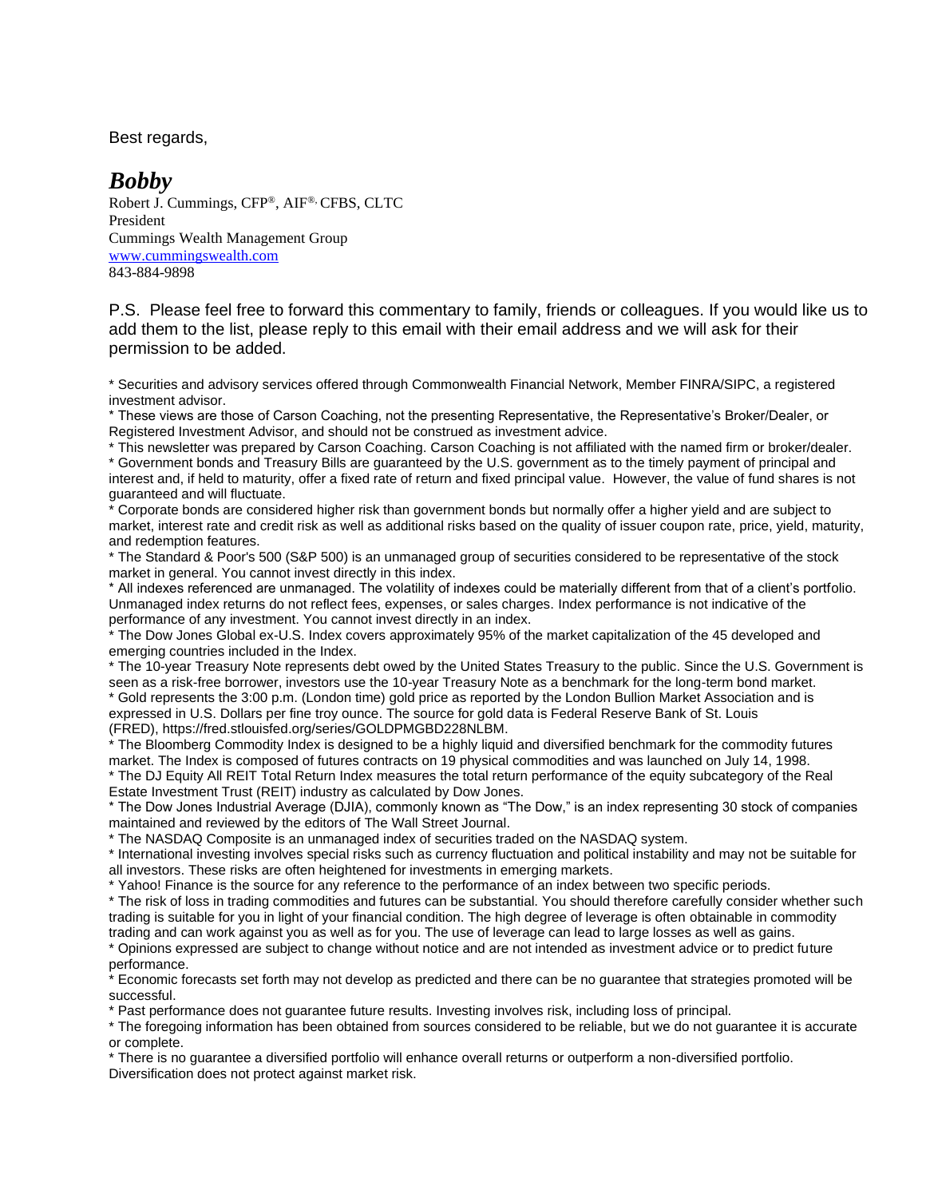Best regards,

***Bobby***

Robert J. Cummings, CFP®, AIF®, CFBS, CLTC
President
Cummings Wealth Management Group
[www.cummingswealth.com](http://www.cummingswealth.com)
843-884-9898

P.S. Please feel free to forward this commentary to family, friends or colleagues. If you would like us to add them to the list, please reply to this email with their email address and we will ask for their permission to be added.

* Securities and advisory services offered through Commonwealth Financial Network, Member FINRA/SIPC, a registered investment advisor.
* These views are those of Carson Coaching, not the presenting Representative, the Representative's Broker/Dealer, or Registered Investment Advisor, and should not be construed as investment advice.
* This newsletter was prepared by Carson Coaching. Carson Coaching is not affiliated with the named firm or broker/dealer.
* Government bonds and Treasury Bills are guaranteed by the U.S. government as to the timely payment of principal and interest and, if held to maturity, offer a fixed rate of return and fixed principal value. However, the value of fund shares is not guaranteed and will fluctuate.
* Corporate bonds are considered higher risk than government bonds but normally offer a higher yield and are subject to market, interest rate and credit risk as well as additional risks based on the quality of issuer coupon rate, price, yield, maturity, and redemption features.
* The Standard & Poor's 500 (S&P 500) is an unmanaged group of securities considered to be representative of the stock market in general. You cannot invest directly in this index.
* All indexes referenced are unmanaged. The volatility of indexes could be materially different from that of a client's portfolio. Unmanaged index returns do not reflect fees, expenses, or sales charges. Index performance is not indicative of the performance of any investment. You cannot invest directly in an index.
* The Dow Jones Global ex-U.S. Index covers approximately 95% of the market capitalization of the 45 developed and emerging countries included in the Index.
* The 10-year Treasury Note represents debt owed by the United States Treasury to the public. Since the U.S. Government is seen as a risk-free borrower, investors use the 10-year Treasury Note as a benchmark for the long-term bond market.
* Gold represents the 3:00 p.m. (London time) gold price as reported by the London Bullion Market Association and is expressed in U.S. Dollars per fine troy ounce. The source for gold data is Federal Reserve Bank of St. Louis (FRED), https://fred.stlouisfed.org/series/GOLDPMGBD228NLBM.
* The Bloomberg Commodity Index is designed to be a highly liquid and diversified benchmark for the commodity futures market. The Index is composed of futures contracts on 19 physical commodities and was launched on July 14, 1998.
* The DJ Equity All REIT Total Return Index measures the total return performance of the equity subcategory of the Real Estate Investment Trust (REIT) industry as calculated by Dow Jones.
* The Dow Jones Industrial Average (DJIA), commonly known as "The Dow," is an index representing 30 stock of companies maintained and reviewed by the editors of The Wall Street Journal.
* The NASDAQ Composite is an unmanaged index of securities traded on the NASDAQ system.
* International investing involves special risks such as currency fluctuation and political instability and may not be suitable for all investors. These risks are often heightened for investments in emerging markets.
* Yahoo! Finance is the source for any reference to the performance of an index between two specific periods.
* The risk of loss in trading commodities and futures can be substantial. You should therefore carefully consider whether such trading is suitable for you in light of your financial condition. The high degree of leverage is often obtainable in commodity trading and can work against you as well as for you. The use of leverage can lead to large losses as well as gains.
* Opinions expressed are subject to change without notice and are not intended as investment advice or to predict future performance.
* Economic forecasts set forth may not develop as predicted and there can be no guarantee that strategies promoted will be successful.
* Past performance does not guarantee future results. Investing involves risk, including loss of principal.
* The foregoing information has been obtained from sources considered to be reliable, but we do not guarantee it is accurate or complete.
* There is no guarantee a diversified portfolio will enhance overall returns or outperform a non-diversified portfolio. Diversification does not protect against market risk.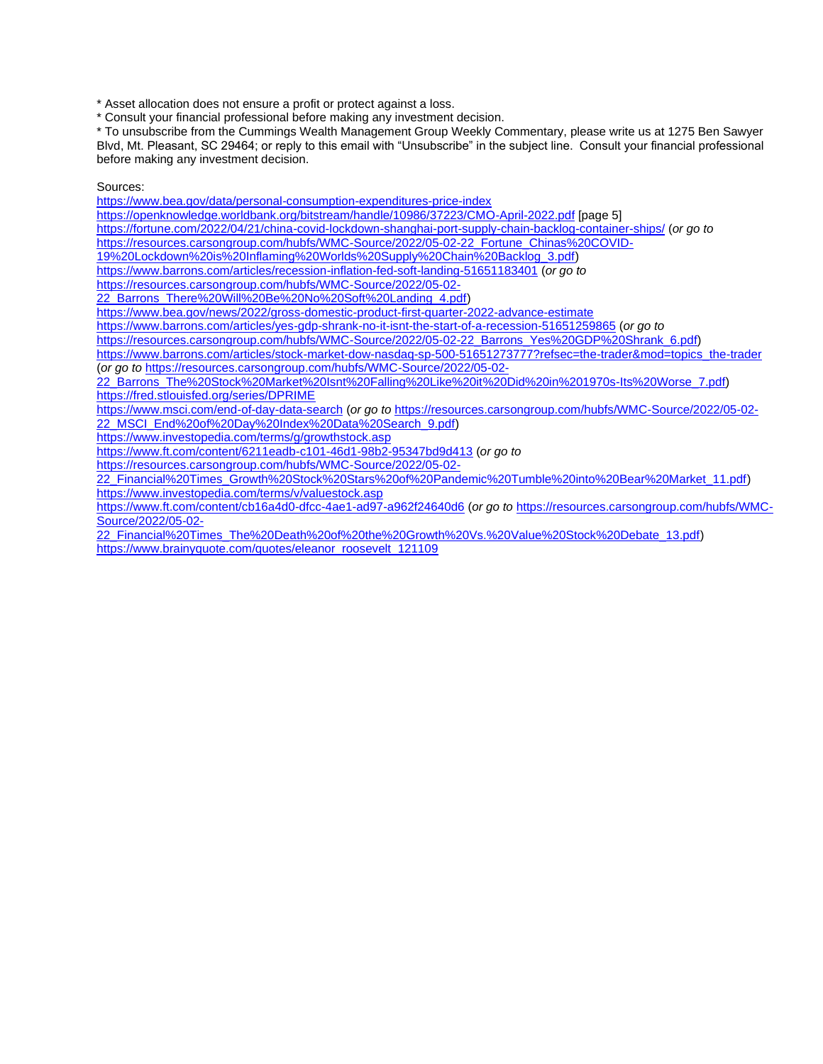* Asset allocation does not ensure a profit or protect against a loss.
* Consult your financial professional before making any investment decision.
* To unsubscribe from the Cummings Wealth Management Group Weekly Commentary, please write us at 1275 Ben Sawyer Blvd, Mt. Pleasant, SC 29464; or reply to this email with "Unsubscribe" in the subject line. Consult your financial professional before making any investment decision.

Sources:
https://www.bea.gov/data/personal-consumption-expenditures-price-index
https://openknowledge.worldbank.org/bitstream/handle/10986/37223/CMO-April-2022.pdf [page 5]
https://fortune.com/2022/04/21/china-covid-lockdown-shanghai-port-supply-chain-backlog-container-ships/ (*or go to* https://resources.carsongroup.com/hubfs/WMC-Source/2022/05-02-22_Fortune_Chinas%20COVID-19%20Lockdown%20is%20Inflaming%20Worlds%20Supply%20Chain%20Backlog_3.pdf)
https://www.barrons.com/articles/recession-inflation-fed-soft-landing-51651183401 (*or go to* https://resources.carsongroup.com/hubfs/WMC-Source/2022/05-02-22_Barrons_There%20Will%20Be%20No%20Soft%20Landing_4.pdf)
https://www.bea.gov/news/2022/gross-domestic-product-first-quarter-2022-advance-estimate
https://www.barrons.com/articles/yes-gdp-shrank-no-it-isnt-the-start-of-a-recession-51651259865 (*or go to* https://resources.carsongroup.com/hubfs/WMC-Source/2022/05-02-22_Barrons_Yes%20GDP%20Shrank_6.pdf)
https://www.barrons.com/articles/stock-market-dow-nasdaq-sp-500-51651273777?refsec=the-trader&mod=topics_the-trader (*or go to* https://resources.carsongroup.com/hubfs/WMC-Source/2022/05-02-22_Barrons_The%20Stock%20Market%20Isnt%20Falling%20Like%20it%20Did%20in%201970s-Its%20Worse_7.pdf)
https://fred.stlouisfed.org/series/DPRIME
https://www.msci.com/end-of-day-data-search (*or go to* https://resources.carsongroup.com/hubfs/WMC-Source/2022/05-02-22_MSCI_End%20of%20Day%20Index%20Data%20Search_9.pdf)
https://www.investopedia.com/terms/g/growthstock.asp
https://www.ft.com/content/6211eadb-c101-46d1-98b2-95347bd9d413 (*or go to* https://resources.carsongroup.com/hubfs/WMC-Source/2022/05-02-22_Financial%20Times_Growth%20Stock%20Stars%20of%20Pandemic%20Tumble%20into%20Bear%20Market_11.pdf)
https://www.investopedia.com/terms/v/valuestock.asp
https://www.ft.com/content/cb16a4d0-dfcc-4ae1-ad97-a962f24640d6 (*or go to* https://resources.carsongroup.com/hubfs/WMC-Source/2022/05-02-22_Financial%20Times_The%20Death%20of%20the%20Growth%20Vs.%20Value%20Stock%20Debate_13.pdf)
https://www.brainyquote.com/quotes/eleanor_roosevelt_121109